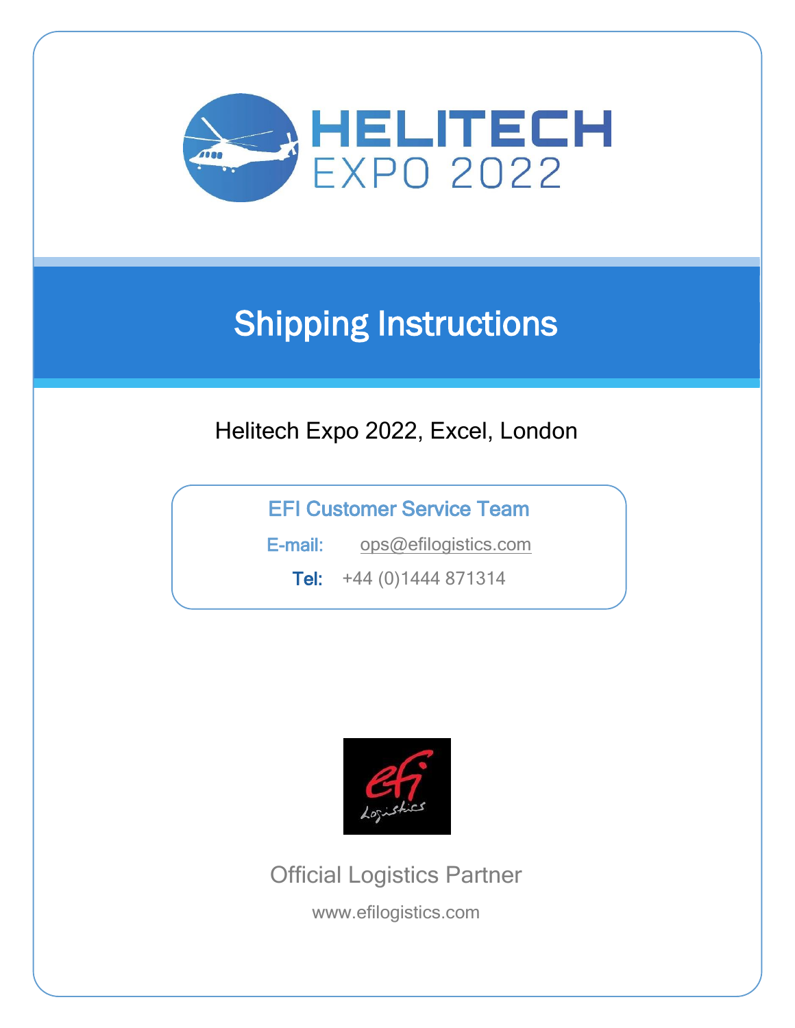# HELITECH EXPO 2022

## Shipping Instructions

Helitech Expo 2022, Excel, London

**EFI Customer Service Team**

**E-mail:** ops@efilogistics.com

**Tel:** +44 (0)1444 871314

Official Logistics Partner

www.efilogistics.com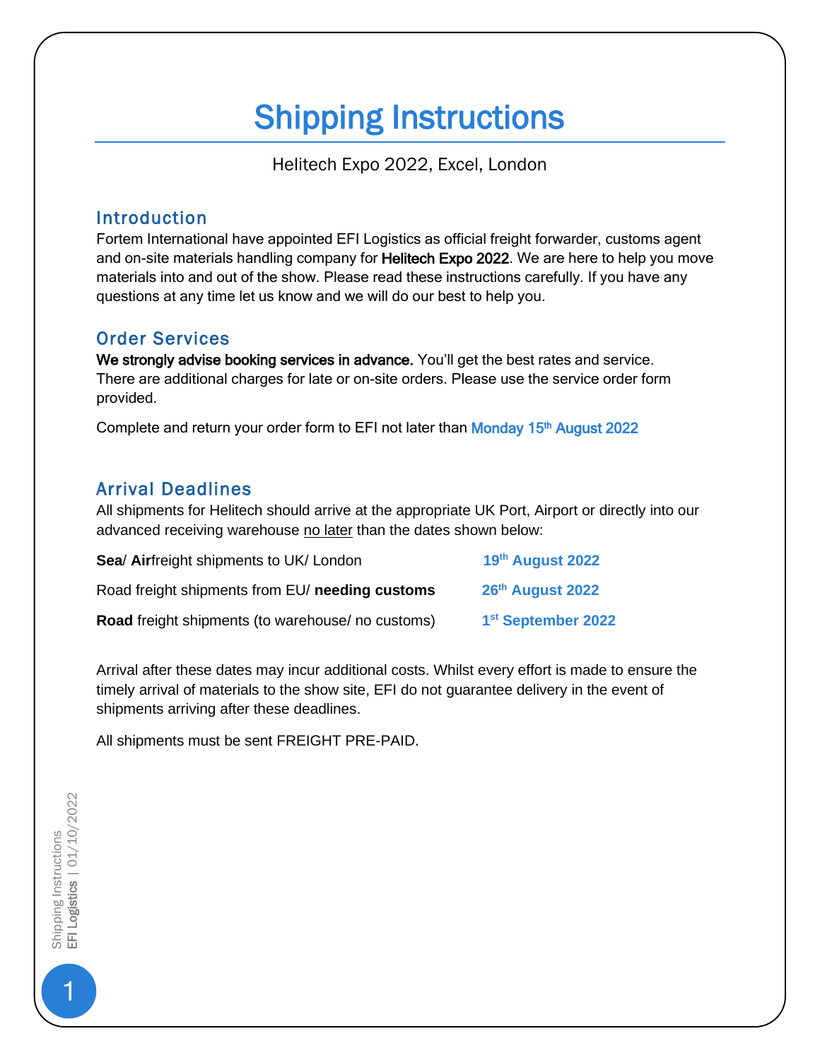# Shipping Instructions

Helitech Expo 2022, Excel, London

## Introduction

Fortem International have appointed EFI Logistics as official freight forwarder, customs agent and on-site materials handling company for Helitech Expo 2022. We are here to help you move materials into and out of the show. Please read these instructions carefully. If you have any questions at any time let us know and we will do our best to help you.

## Order Services

**We strongly advise booking services in advance.** You'll get the best rates and service. There are additional charges for late or on-site orders. Please use the service order form provided.

Complete and return your order form to EFI not later than **Monday 15th August 2022**

## Arrival Deadlines

All shipments for Helitech should arrive at the appropriate UK Port, Airport or directly into our advanced receiving warehouse no later than the dates shown below:

| | |
|---|---|
| **Sea**/ **Air**freight shipments to UK/ London | **19th August 2022** |
| Road freight shipments from EU/ **needing customs** | **26th August 2022** |
| **Road** freight shipments (to warehouse/ no customs) | **1st September 2022** |

Arrival after these dates may incur additional costs. Whilst every effort is made to ensure the timely arrival of materials to the show site, EFI do not guarantee delivery in the event of shipments arriving after these deadlines.

All shipments must be sent FREIGHT PRE-PAID.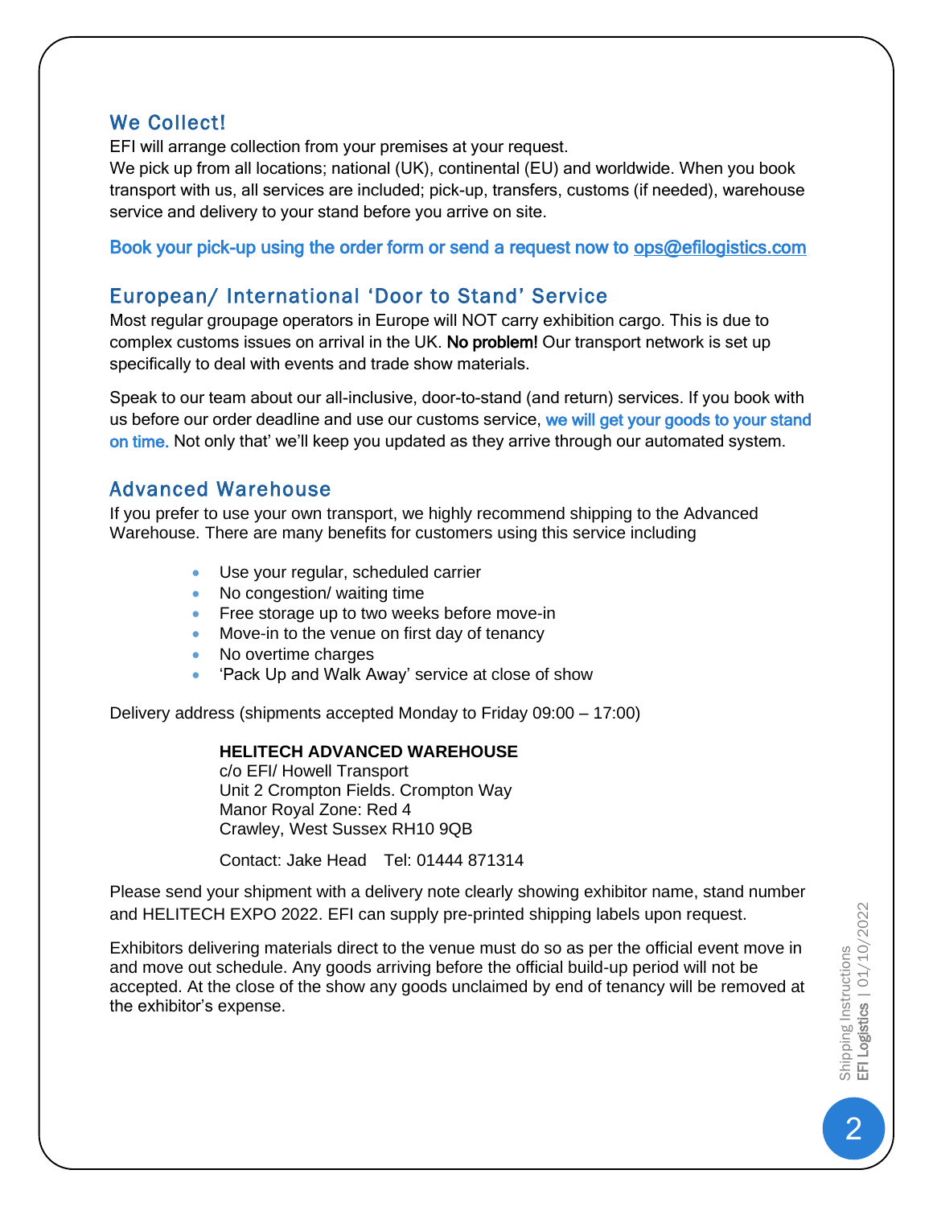## We Collect!

EFI will arrange collection from your premises at your request.
We pick up from all locations; national (UK), continental (EU) and worldwide. When you book transport with us, all services are included; pick-up, transfers, customs (if needed), warehouse service and delivery to your stand before you arrive on site.

**Book your pick-up using the order form or send a request now to ops@efilogistics.com**

## European/ International 'Door to Stand' Service

Most regular groupage operators in Europe will NOT carry exhibition cargo. This is due to complex customs issues on arrival in the UK. **No problem!** Our transport network is set up specifically to deal with events and trade show materials.

Speak to our team about our all-inclusive, door-to-stand (and return) services. If you book with us before our order deadline and use our customs service, **we will get your goods to your stand on time.** Not only that' we'll keep you updated as they arrive through our automated system.

## Advanced Warehouse

If you prefer to use your own transport, we highly recommend shipping to the Advanced Warehouse. There are many benefits for customers using this service including

- Use your regular, scheduled carrier
- No congestion/ waiting time
- Free storage up to two weeks before move-in
- Move-in to the venue on first day of tenancy
- No overtime charges
- 'Pack Up and Walk Away' service at close of show

Delivery address (shipments accepted Monday to Friday 09:00 – 17:00)

**HELITECH ADVANCED WAREHOUSE**
c/o EFI/ Howell Transport
Unit 2 Crompton Fields. Crompton Way
Manor Royal Zone: Red 4
Crawley, West Sussex RH10 9QB

Contact: Jake Head    Tel: 01444 871314

Please send your shipment with a delivery note clearly showing exhibitor name, stand number and HELITECH EXPO 2022. EFI can supply pre-printed shipping labels upon request.

Exhibitors delivering materials direct to the venue must do so as per the official event move in and move out schedule. Any goods arriving before the official build-up period will not be accepted. At the close of the show any goods unclaimed by end of tenancy will be removed at the exhibitor's expense.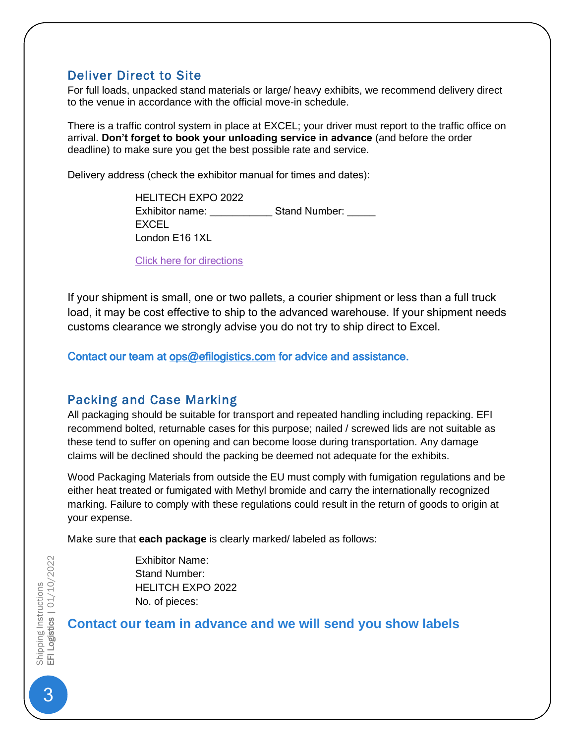## Deliver Direct to Site

For full loads, unpacked stand materials or large/ heavy exhibits, we recommend delivery direct to the venue in accordance with the official move-in schedule.

There is a traffic control system in place at EXCEL; your driver must report to the traffic office on arrival. **Don't forget to book your unloading service in advance** (and before the order deadline) to make sure you get the best possible rate and service.

Delivery address (check the exhibitor manual for times and dates):

> HELITECH EXPO 2022
> Exhibitor name: ___________ Stand Number: _____
> EXCEL
> London E16 1XL
>
> Click here for directions

If your shipment is small, one or two pallets, a courier shipment or less than a full truck load, it may be cost effective to ship to the advanced warehouse. If your shipment needs customs clearance we strongly advise you do not try to ship direct to Excel.

**Contact our team at ops@efilogistics.com for advice and assistance.**

## Packing and Case Marking

All packaging should be suitable for transport and repeated handling including repacking. EFI recommend bolted, returnable cases for this purpose; nailed / screwed lids are not suitable as these tend to suffer on opening and can become loose during transportation. Any damage claims will be declined should the packing be deemed not adequate for the exhibits.

Wood Packaging Materials from outside the EU must comply with fumigation regulations and be either heat treated or fumigated with Methyl bromide and carry the internationally recognized marking. Failure to comply with these regulations could result in the return of goods to origin at your expense.

Make sure that **each package** is clearly marked/ labeled as follows:

> Exhibitor Name:
> Stand Number:
> HELITCH EXPO 2022
> No. of pieces:

**Contact our team in advance and we will send you show labels**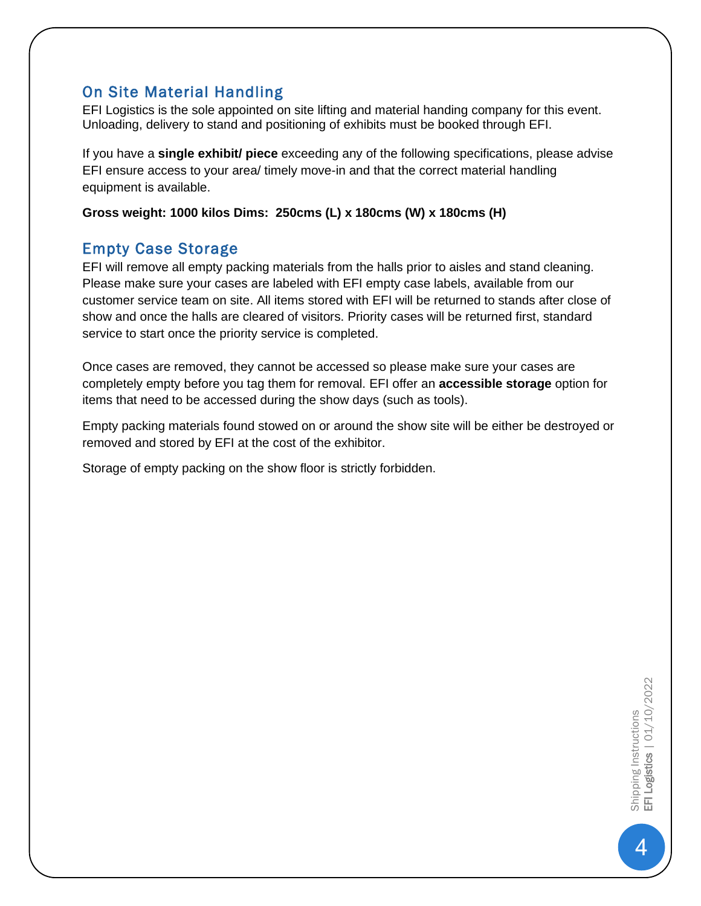## On Site Material Handling

EFI Logistics is the sole appointed on site lifting and material handing company for this event. Unloading, delivery to stand and positioning of exhibits must be booked through EFI.

If you have a **single exhibit/ piece** exceeding any of the following specifications, please advise EFI ensure access to your area/ timely move-in and that the correct material handling equipment is available.

**Gross weight: 1000 kilos Dims: 250cms (L) x 180cms (W) x 180cms (H)**

## Empty Case Storage

EFI will remove all empty packing materials from the halls prior to aisles and stand cleaning. Please make sure your cases are labeled with EFI empty case labels, available from our customer service team on site. All items stored with EFI will be returned to stands after close of show and once the halls are cleared of visitors. Priority cases will be returned first, standard service to start once the priority service is completed.

Once cases are removed, they cannot be accessed so please make sure your cases are completely empty before you tag them for removal. EFI offer an **accessible storage** option for items that need to be accessed during the show days (such as tools).

Empty packing materials found stowed on or around the show site will be either be destroyed or removed and stored by EFI at the cost of the exhibitor.

Storage of empty packing on the show floor is strictly forbidden.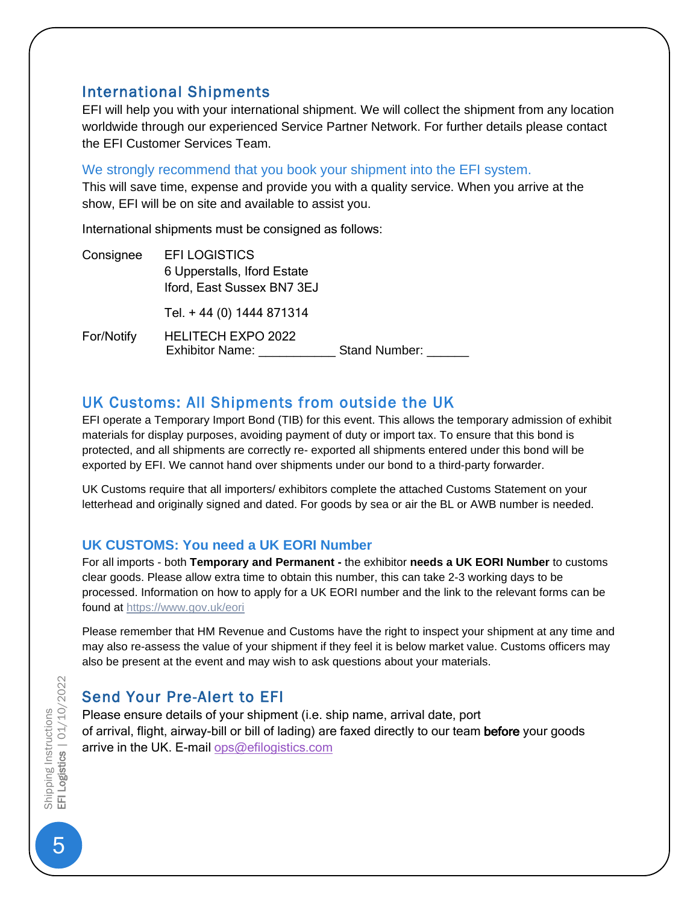## International Shipments

EFI will help you with your international shipment. We will collect the shipment from any location worldwide through our experienced Service Partner Network. For further details please contact the EFI Customer Services Team.

We strongly recommend that you book your shipment into the EFI system.

This will save time, expense and provide you with a quality service. When you arrive at the show, EFI will be on site and available to assist you.

International shipments must be consigned as follows:

| | |
|---|---|
| Consignee | EFI LOGISTICS<br>6 Upperstalls, Iford Estate<br>Iford, East Sussex BN7 3EJ<br><br>Tel. + 44 (0) 1444 871314 |
| For/Notify | HELITECH EXPO 2022<br>Exhibitor Name: ___________ Stand Number: ______ |

## UK Customs: All Shipments from outside the UK

EFI operate a Temporary Import Bond (TIB) for this event. This allows the temporary admission of exhibit materials for display purposes, avoiding payment of duty or import tax. To ensure that this bond is protected, and all shipments are correctly re- exported all shipments entered under this bond will be exported by EFI. We cannot hand over shipments under our bond to a third-party forwarder.

UK Customs require that all importers/ exhibitors complete the attached Customs Statement on your letterhead and originally signed and dated. For goods by sea or air the BL or AWB number is needed.

### UK CUSTOMS: You need a UK EORI Number

For all imports - both **Temporary and Permanent -** the exhibitor **needs a UK EORI Number** to customs clear goods. Please allow extra time to obtain this number, this can take 2-3 working days to be processed. Information on how to apply for a UK EORI number and the link to the relevant forms can be found at https://www.gov.uk/eori

Please remember that HM Revenue and Customs have the right to inspect your shipment at any time and may also re-assess the value of your shipment if they feel it is below market value. Customs officers may also be present at the event and may wish to ask questions about your materials.

## Send Your Pre-Alert to EFI

Please ensure details of your shipment (i.e. ship name, arrival date, port of arrival, flight, airway-bill or bill of lading) are faxed directly to our team **before** your goods arrive in the UK. E-mail ops@efilogistics.com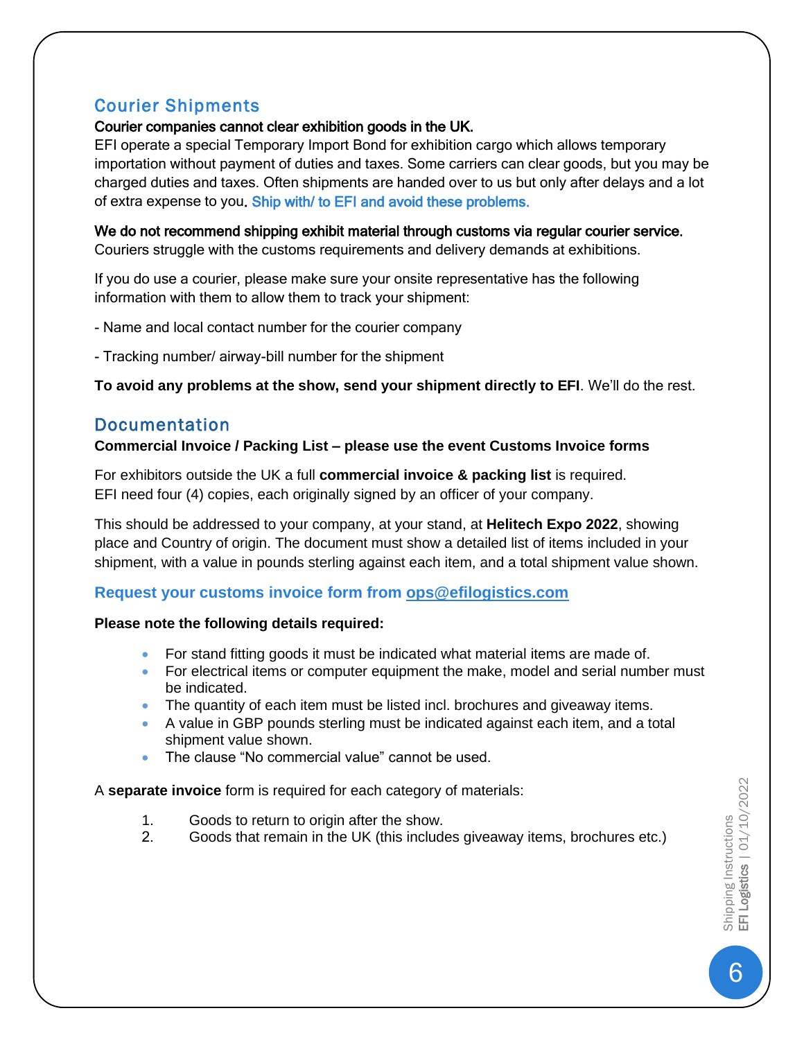## Courier Shipments

**Courier companies cannot clear exhibition goods in the UK.**
EFI operate a special Temporary Import Bond for exhibition cargo which allows temporary importation without payment of duties and taxes. Some carriers can clear goods, but you may be charged duties and taxes. Often shipments are handed over to us but only after delays and a lot of extra expense to you. Ship with/ to EFI and avoid these problems.

**We do not recommend shipping exhibit material through customs via regular courier service.**
Couriers struggle with the customs requirements and delivery demands at exhibitions.

If you do use a courier, please make sure your onsite representative has the following information with them to allow them to track your shipment:

- Name and local contact number for the courier company

- Tracking number/ airway-bill number for the shipment

**To avoid any problems at the show, send your shipment directly to EFI**. We'll do the rest.

## Documentation

**Commercial Invoice / Packing List – please use the event Customs Invoice forms**

For exhibitors outside the UK a full **commercial invoice & packing list** is required.
EFI need four (4) copies, each originally signed by an officer of your company.

This should be addressed to your company, at your stand, at **Helitech Expo 2022**, showing place and Country of origin. The document must show a detailed list of items included in your shipment, with a value in pounds sterling against each item, and a total shipment value shown.

**Request your customs invoice form from ops@efilogistics.com**

**Please note the following details required:**

- For stand fitting goods it must be indicated what material items are made of.
- For electrical items or computer equipment the make, model and serial number must be indicated.
- The quantity of each item must be listed incl. brochures and giveaway items.
- A value in GBP pounds sterling must be indicated against each item, and a total shipment value shown.
- The clause "No commercial value" cannot be used.

A **separate invoice** form is required for each category of materials:

1. Goods to return to origin after the show.
2. Goods that remain in the UK (this includes giveaway items, brochures etc.)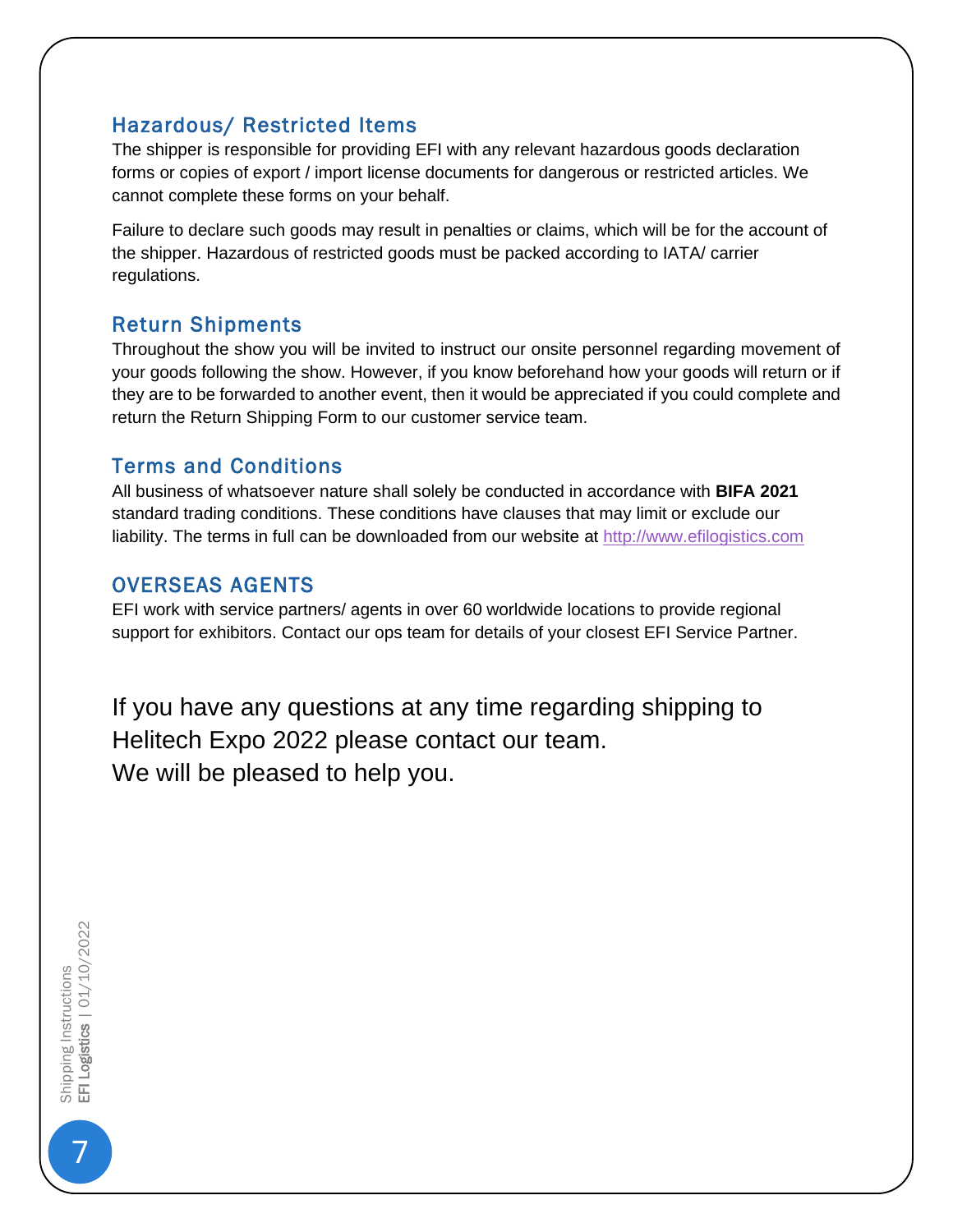## Hazardous/ Restricted Items

The shipper is responsible for providing EFI with any relevant hazardous goods declaration forms or copies of export / import license documents for dangerous or restricted articles. We cannot complete these forms on your behalf.

Failure to declare such goods may result in penalties or claims, which will be for the account of the shipper. Hazardous of restricted goods must be packed according to IATA/ carrier regulations.

## Return Shipments

Throughout the show you will be invited to instruct our onsite personnel regarding movement of your goods following the show. However, if you know beforehand how your goods will return or if they are to be forwarded to another event, then it would be appreciated if you could complete and return the Return Shipping Form to our customer service team.

## Terms and Conditions

All business of whatsoever nature shall solely be conducted in accordance with **BIFA 2021** standard trading conditions. These conditions have clauses that may limit or exclude our liability. The terms in full can be downloaded from our website at [http://www.efilogistics.com](http://www.efilogistics.com)

## OVERSEAS AGENTS

EFI work with service partners/ agents in over 60 worldwide locations to provide regional support for exhibitors. Contact our ops team for details of your closest EFI Service Partner.

If you have any questions at any time regarding shipping to Helitech Expo 2022 please contact our team.
We will be pleased to help you.